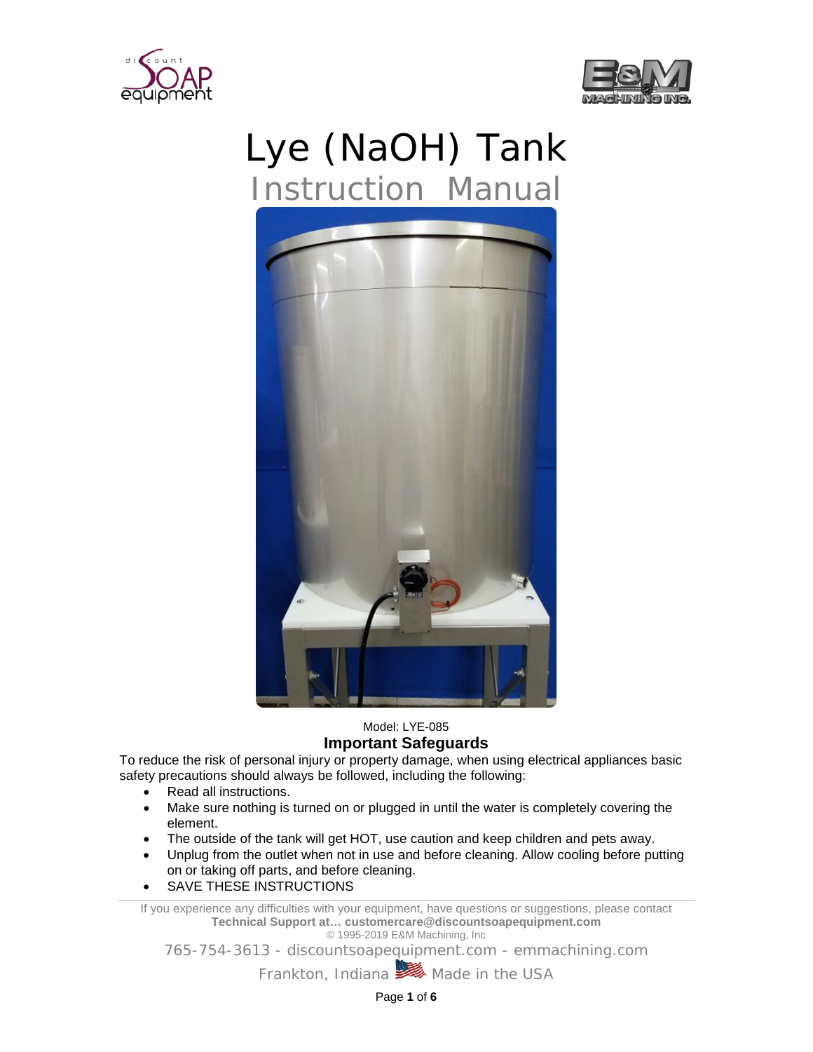# Lye (NaOH) Tank

## Instruction Manual

Model: LYE-085

### Important Safeguards

To reduce the risk of personal injury or property damage, when using electrical appliances basic safety precautions should always be followed, including the following:

- Read all instructions.
- Make sure nothing is turned on or plugged in until the water is completely covering the element.
- The outside of the tank will get HOT, use caution and keep children and pets away.
- Unplug from the outlet when not in use and before cleaning. Allow cooling before putting on or taking off parts, and before cleaning.
- SAVE THESE INSTRUCTIONS

If you experience any difficulties with your equipment, have questions or suggestions, please contact **Technical Support at… customercare@discountsoapequipment.com**

© 1995-2019 E&M Machining, Inc

765-754-3613 - discountsoapequipment.com - emmachining.com

Frankton, Indiana Made in the USA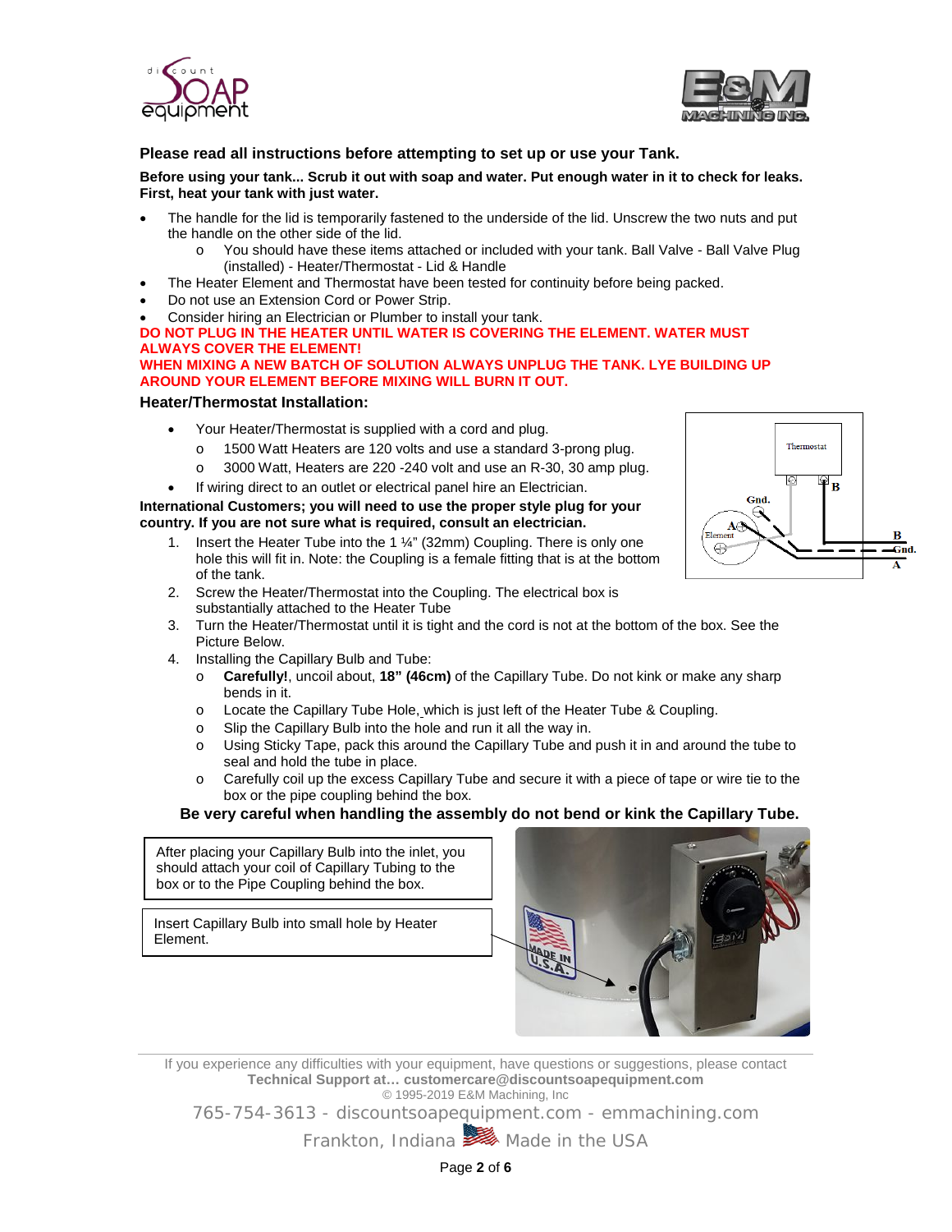**Please read all instructions before attempting to set up or use your Tank.**

**Before using your tank... Scrub it out with soap and water. Put enough water in it to check for leaks. First, heat your tank with just water.**

- The handle for the lid is temporarily fastened to the underside of the lid. Unscrew the two nuts and put the handle on the other side of the lid.
  - You should have these items attached or included with your tank. Ball Valve - Ball Valve Plug (installed) - Heater/Thermostat - Lid & Handle
- The Heater Element and Thermostat have been tested for continuity before being packed.
- Do not use an Extension Cord or Power Strip.
- Consider hiring an Electrician or Plumber to install your tank.

**DO NOT PLUG IN THE HEATER UNTIL WATER IS COVERING THE ELEMENT. WATER MUST ALWAYS COVER THE ELEMENT!**

**WHEN MIXING A NEW BATCH OF SOLUTION ALWAYS UNPLUG THE TANK. LYE BUILDING UP AROUND YOUR ELEMENT BEFORE MIXING WILL BURN IT OUT.**

### Heater/Thermostat Installation:

- Your Heater/Thermostat is supplied with a cord and plug.
  - 1500 Watt Heaters are 120 volts and use a standard 3-prong plug.
  - 3000 Watt, Heaters are 220 -240 volt and use an R-30, 30 amp plug.
- If wiring direct to an outlet or electrical panel hire an Electrician.

Thermostat

B

Gnd.

A

Element

B

Gnd.

A

**International Customers; you will need to use the proper style plug for your country. If you are not sure what is required, consult an electrician.**

1. Insert the Heater Tube into the 1 ¼" (32mm) Coupling. There is only one hole this will fit in. Note: the Coupling is a female fitting that is at the bottom of the tank.
2. Screw the Heater/Thermostat into the Coupling. The electrical box is substantially attached to the Heater Tube
3. Turn the Heater/Thermostat until it is tight and the cord is not at the bottom of the box. See the Picture Below.
4. Installing the Capillary Bulb and Tube:
   - **Carefully!**, uncoil about, **18" (46cm)** of the Capillary Tube. Do not kink or make any sharp bends in it.
   - Locate the Capillary Tube Hole, which is just left of the Heater Tube & Coupling.
   - Slip the Capillary Bulb into the hole and run it all the way in.
   - Using Sticky Tape, pack this around the Capillary Tube and push it in and around the tube to seal and hold the tube in place.
   - Carefully coil up the excess Capillary Tube and secure it with a piece of tape or wire tie to the box or the pipe coupling behind the box.

**Be very careful when handling the assembly do not bend or kink the Capillary Tube.**

After placing your Capillary Bulb into the inlet, you should attach your coil of Capillary Tubing to the box or to the Pipe Coupling behind the box.

Insert Capillary Bulb into small hole by Heater Element.

If you experience any difficulties with your equipment, have questions or suggestions, please contact
**Technical Support at… customercare@discountsoapequipment.com**
© 1995-2019 E&M Machining, Inc
765-754-3613 - discountsoapequipment.com - emmachining.com
Frankton, Indiana Made in the USA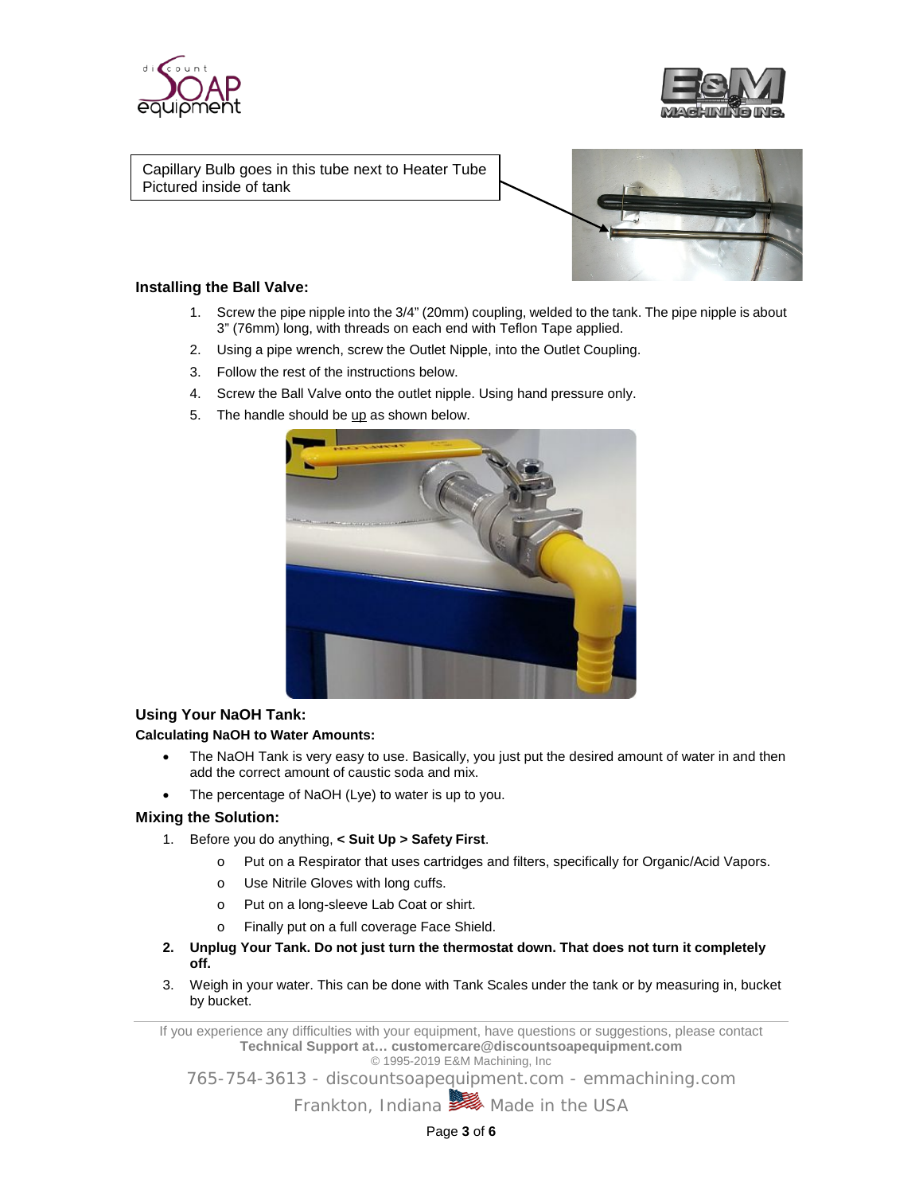Capillary Bulb goes in this tube next to Heater Tube
Pictured inside of tank

### Installing the Ball Valve:

1. Screw the pipe nipple into the 3/4” (20mm) coupling, welded to the tank. The pipe nipple is about 3” (76mm) long, with threads on each end with Teflon Tape applied.
2. Using a pipe wrench, screw the Outlet Nipple, into the Outlet Coupling.
3. Follow the rest of the instructions below.
4. Screw the Ball Valve onto the outlet nipple. Using hand pressure only.
5. The handle should be up as shown below.

### Using Your NaOH Tank:

#### Calculating NaOH to Water Amounts:

- The NaOH Tank is very easy to use. Basically, you just put the desired amount of water in and then add the correct amount of caustic soda and mix.
- The percentage of NaOH (Lye) to water is up to you.

### Mixing the Solution:

1. Before you do anything, **< Suit Up > Safety First**.
   - Put on a Respirator that uses cartridges and filters, specifically for Organic/Acid Vapors.
   - Use Nitrile Gloves with long cuffs.
   - Put on a long-sleeve Lab Coat or shirt.
   - Finally put on a full coverage Face Shield.
2. **Unplug Your Tank. Do not just turn the thermostat down. That does not turn it completely off.**
3. Weigh in your water. This can be done with Tank Scales under the tank or by measuring in, bucket by bucket.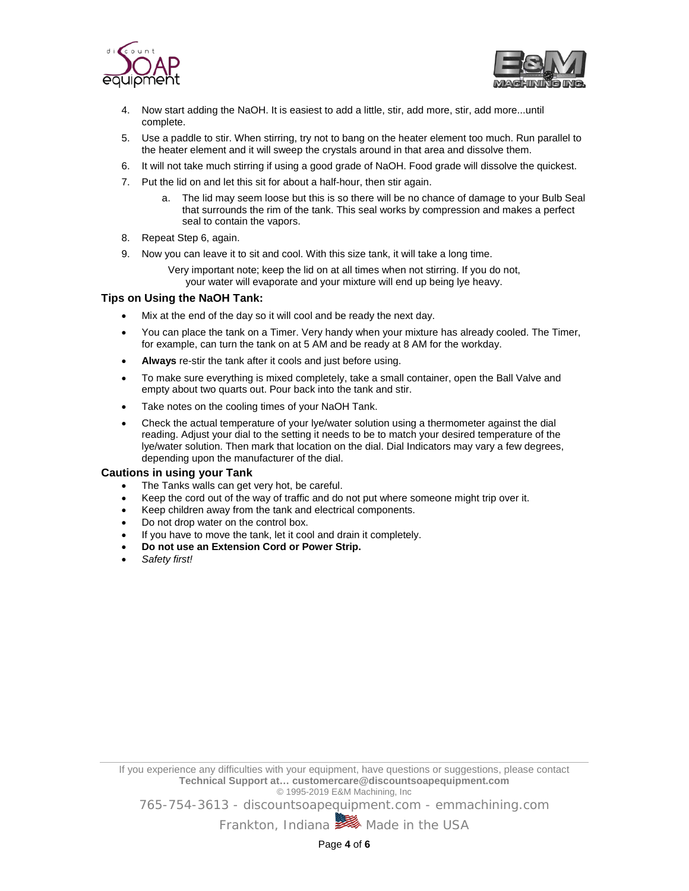4. Now start adding the NaOH. It is easiest to add a little, stir, add more, stir, add more...until complete.
5. Use a paddle to stir. When stirring, try not to bang on the heater element too much. Run parallel to the heater element and it will sweep the crystals around in that area and dissolve them.
6. It will not take much stirring if using a good grade of NaOH. Food grade will dissolve the quickest.
7. Put the lid on and let this sit for about a half-hour, then stir again.
   a. The lid may seem loose but this is so there will be no chance of damage to your Bulb Seal that surrounds the rim of the tank. This seal works by compression and makes a perfect seal to contain the vapors.
8. Repeat Step 6, again.
9. Now you can leave it to sit and cool. With this size tank, it will take a long time.

   Very important note; keep the lid on at all times when not stirring. If you do not, your water will evaporate and your mixture will end up being lye heavy.

### Tips on Using the NaOH Tank:

- Mix at the end of the day so it will cool and be ready the next day.
- You can place the tank on a Timer. Very handy when your mixture has already cooled. The Timer, for example, can turn the tank on at 5 AM and be ready at 8 AM for the workday.
- **Always** re-stir the tank after it cools and just before using.
- To make sure everything is mixed completely, take a small container, open the Ball Valve and empty about two quarts out. Pour back into the tank and stir.
- Take notes on the cooling times of your NaOH Tank.
- Check the actual temperature of your lye/water solution using a thermometer against the dial reading. Adjust your dial to the setting it needs to be to match your desired temperature of the lye/water solution. Then mark that location on the dial. Dial Indicators may vary a few degrees, depending upon the manufacturer of the dial.

### Cautions in using your Tank

- The Tanks walls can get very hot, be careful.
- Keep the cord out of the way of traffic and do not put where someone might trip over it.
- Keep children away from the tank and electrical components.
- Do not drop water on the control box.
- If you have to move the tank, let it cool and drain it completely.
- **Do not use an Extension Cord or Power Strip.**
- *Safety first!*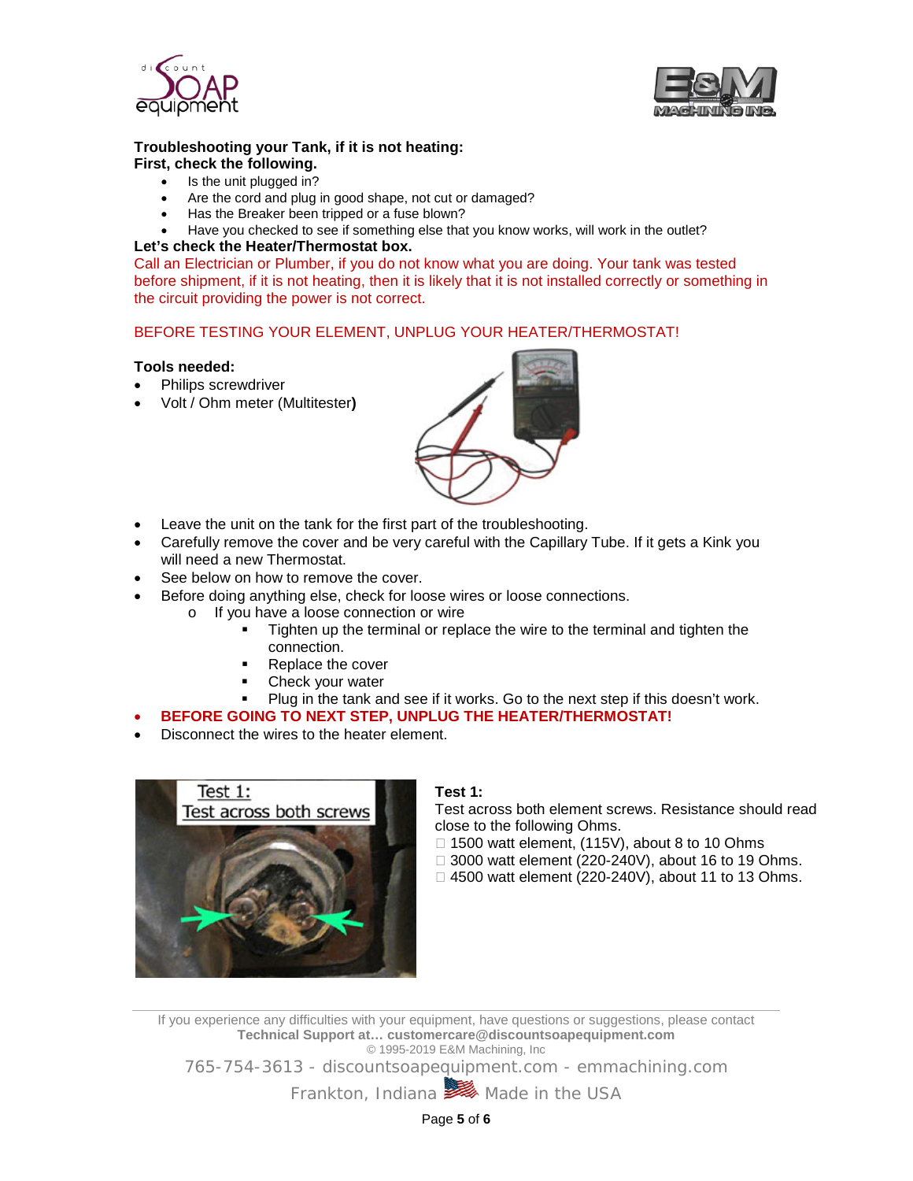**Troubleshooting your Tank, if it is not heating:**
**First, check the following.**

- Is the unit plugged in?
- Are the cord and plug in good shape, not cut or damaged?
- Has the Breaker been tripped or a fuse blown?
- Have you checked to see if something else that you know works, will work in the outlet?

**Let's check the Heater/Thermostat box.**

Call an Electrician or Plumber, if you do not know what you are doing. Your tank was tested before shipment, if it is not heating, then it is likely that it is not installed correctly or something in the circuit providing the power is not correct.

BEFORE TESTING YOUR ELEMENT, UNPLUG YOUR HEATER/THERMOSTAT!

**Tools needed:**

- Philips screwdriver
- Volt / Ohm meter (Multitester**)**

- Leave the unit on the tank for the first part of the troubleshooting.
- Carefully remove the cover and be very careful with the Capillary Tube. If it gets a Kink you will need a new Thermostat.
- See below on how to remove the cover.
- Before doing anything else, check for loose wires or loose connections.
  - If you have a loose connection or wire
    - Tighten up the terminal or replace the wire to the terminal and tighten the connection.
    - Replace the cover
    - Check your water
    - Plug in the tank and see if it works. Go to the next step if this doesn't work.
- **BEFORE GOING TO NEXT STEP, UNPLUG THE HEATER/THERMOSTAT!**
- Disconnect the wires to the heater element.

Test 1:
Test across both screws

**Test 1:**
Test across both element screws. Resistance should read close to the following Ohms.

- 1500 watt element, (115V), about 8 to 10 Ohms
- 3000 watt element (220-240V), about 16 to 19 Ohms.
- 4500 watt element (220-240V), about 11 to 13 Ohms.

If you experience any difficulties with your equipment, have questions or suggestions, please contact
**Technical Support at… customercare@discountsoapequipment.com**
© 1995-2019 E&M Machining, Inc
765-754-3613 - discountsoapequipment.com - emmachining.com
Frankton, Indiana Made in the USA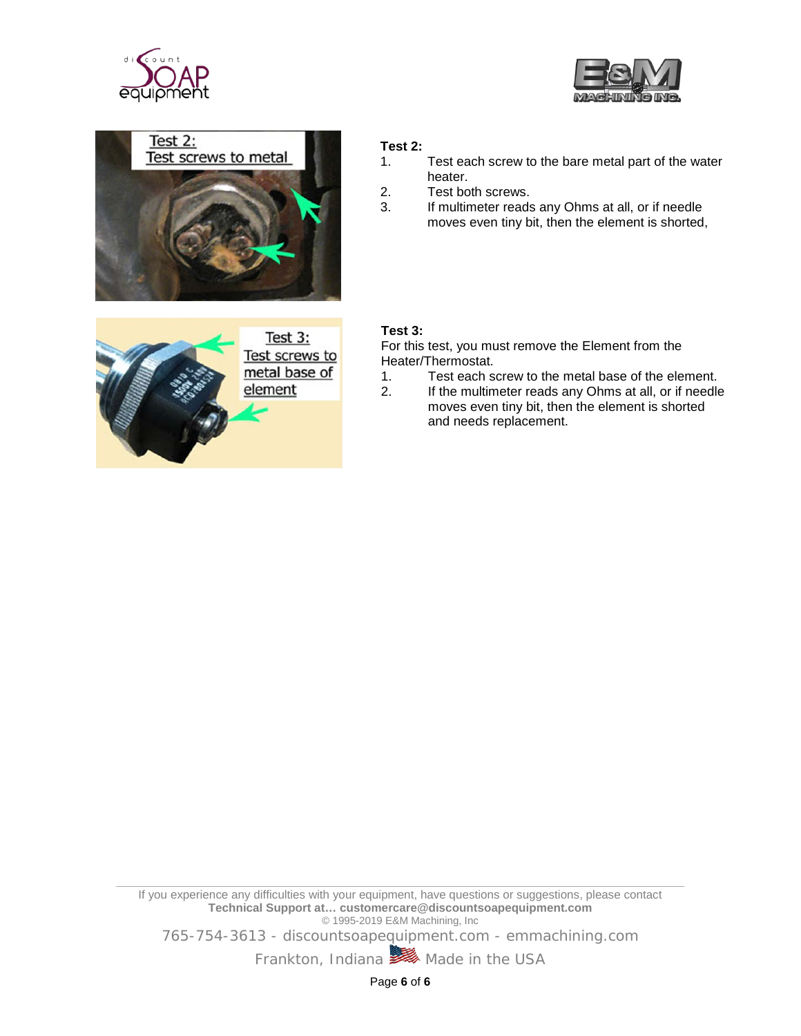**Test 2:**

1. Test each screw to the bare metal part of the water heater.
2. Test both screws.
3. If multimeter reads any Ohms at all, or if needle moves even tiny bit, then the element is shorted,

**Test 3:**

For this test, you must remove the Element from the Heater/Thermostat.

1. Test each screw to the metal base of the element.
2. If the multimeter reads any Ohms at all, or if needle moves even tiny bit, then the element is shorted and needs replacement.

If you experience any difficulties with your equipment, have questions or suggestions, please contact **Technical Support at… customercare@discountsoapequipment.com**

© 1995-2019 E&M Machining, Inc

765-754-3613 - discountsoapequipment.com - emmachining.com

Frankton, Indiana Made in the USA